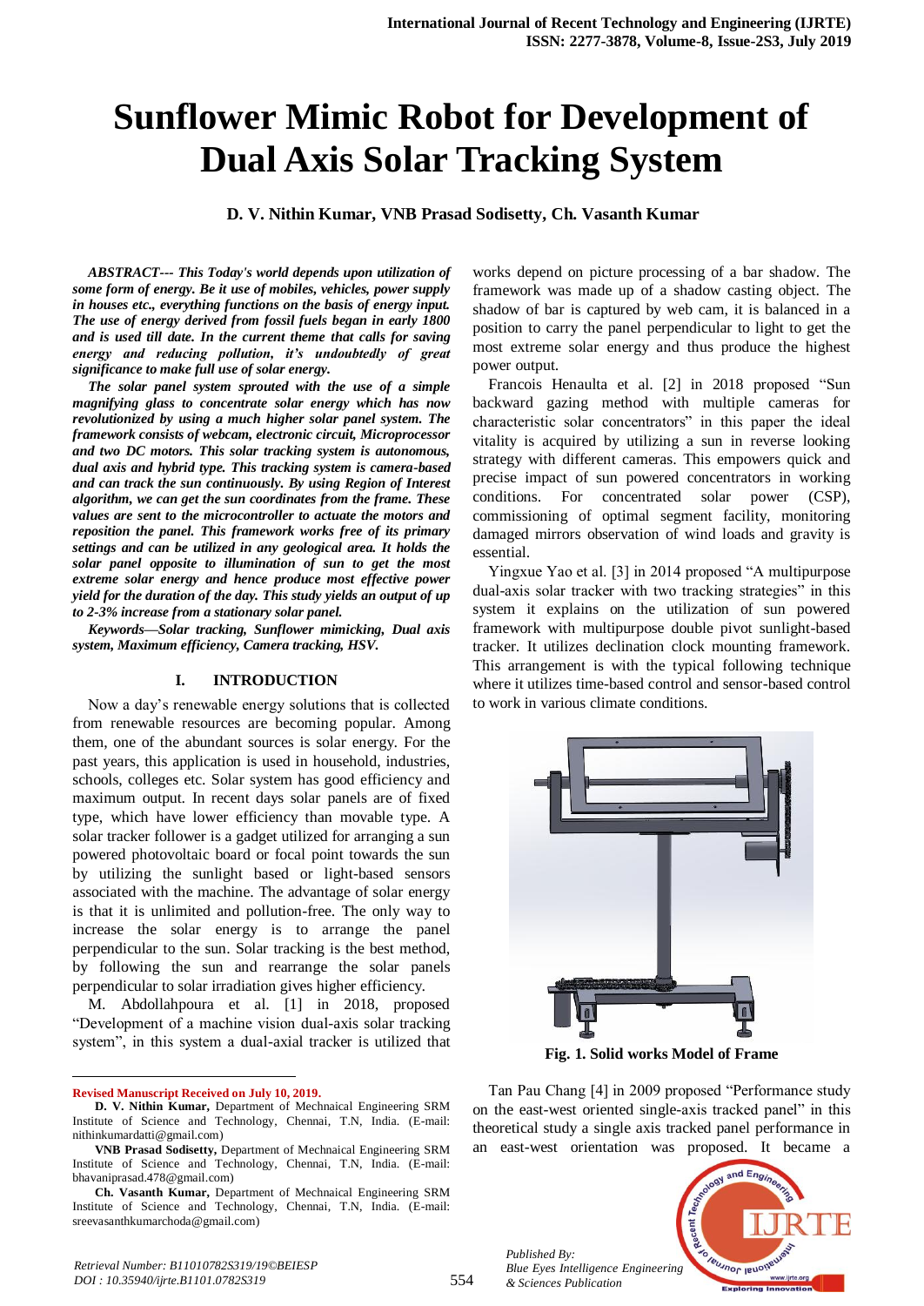# Sunflower Mimic Robot for Development of Dual Axis Solar Tracking System

**D. V. Nithin Kumar, VNB Prasad Sodisetty, Ch. Vasanth Kumar**

***ABSTRACT--- This Today's world depends upon utilization of some form of energy. Be it use of mobiles, vehicles, power supply in houses etc., everything functions on the basis of energy input. The use of energy derived from fossil fuels began in early 1800 and is used till date. In the current theme that calls for saving energy and reducing pollution, it's undoubtedly of great significance to make full use of solar energy.***

***The solar panel system sprouted with the use of a simple magnifying glass to concentrate solar energy which has now revolutionized by using a much higher solar panel system. The framework consists of webcam, electronic circuit, Microprocessor and two DC motors. This solar tracking system is autonomous, dual axis and hybrid type. This tracking system is camera-based and can track the sun continuously. By using Region of Interest algorithm, we can get the sun coordinates from the frame. These values are sent to the microcontroller to actuate the motors and reposition the panel. This framework works free of its primary settings and can be utilized in any geological area. It holds the solar panel opposite to illumination of sun to get the most extreme solar energy and hence produce most effective power yield for the duration of the day. This study yields an output of up to 2-3% increase from a stationary solar panel.***

***Keywords—Solar tracking, Sunflower mimicking, Dual axis system, Maximum efficiency, Camera tracking, HSV.***

## I. INTRODUCTION

Now a day's renewable energy solutions that is collected from renewable resources are becoming popular. Among them, one of the abundant sources is solar energy. For the past years, this application is used in household, industries, schools, colleges etc. Solar system has good efficiency and maximum output. In recent days solar panels are of fixed type, which have lower efficiency than movable type. A solar tracker follower is a gadget utilized for arranging a sun powered photovoltaic board or focal point towards the sun by utilizing the sunlight based or light-based sensors associated with the machine. The advantage of solar energy is that it is unlimited and pollution-free. The only way to increase the solar energy is to arrange the panel perpendicular to the sun. Solar tracking is the best method, by following the sun and rearrange the solar panels perpendicular to solar irradiation gives higher efficiency.

M. Abdollahpoura et al. [1] in 2018, proposed "Development of a machine vision dual-axis solar tracking system", in this system a dual-axial tracker is utilized that works depend on picture processing of a bar shadow. The framework was made up of a shadow casting object. The shadow of bar is captured by web cam, it is balanced in a position to carry the panel perpendicular to light to get the most extreme solar energy and thus produce the highest power output.

Francois Henaulta et al. [2] in 2018 proposed "Sun backward gazing method with multiple cameras for characteristic solar concentrators" in this paper the ideal vitality is acquired by utilizing a sun in reverse looking strategy with different cameras. This empowers quick and precise impact of sun powered concentrators in working conditions. For concentrated solar power (CSP), commissioning of optimal segment facility, monitoring damaged mirrors observation of wind loads and gravity is essential.

Yingxue Yao et al. [3] in 2014 proposed "A multipurpose dual-axis solar tracker with two tracking strategies" in this system it explains on the utilization of sun powered framework with multipurpose double pivot sunlight-based tracker. It utilizes declination clock mounting framework. This arrangement is with the typical following technique where it utilizes time-based control and sensor-based control to work in various climate conditions.

**Fig. 1. Solid works Model of Frame**

Tan Pau Chang [4] in 2009 proposed "Performance study on the east-west oriented single-axis tracked panel" in this theoretical study a single axis tracked panel performance in an east-west orientation was proposed. It became a

---

**Revised Manuscript Received on July 10, 2019.**

**D. V. Nithin Kumar,** Department of Mechnaical Engineering SRM Institute of Science and Technology, Chennai, T.N, India. (E-mail: nithinkumardatti@gmail.com)

**VNB Prasad Sodisetty,** Department of Mechnaical Engineering SRM Institute of Science and Technology, Chennai, T.N, India. (E-mail: bhavaniprasad.478@gmail.com)

**Ch. Vasanth Kumar,** Department of Mechnaical Engineering SRM Institute of Science and Technology, Chennai, T.N, India. (E-mail: sreevasanthkumarchoda@gmail.com)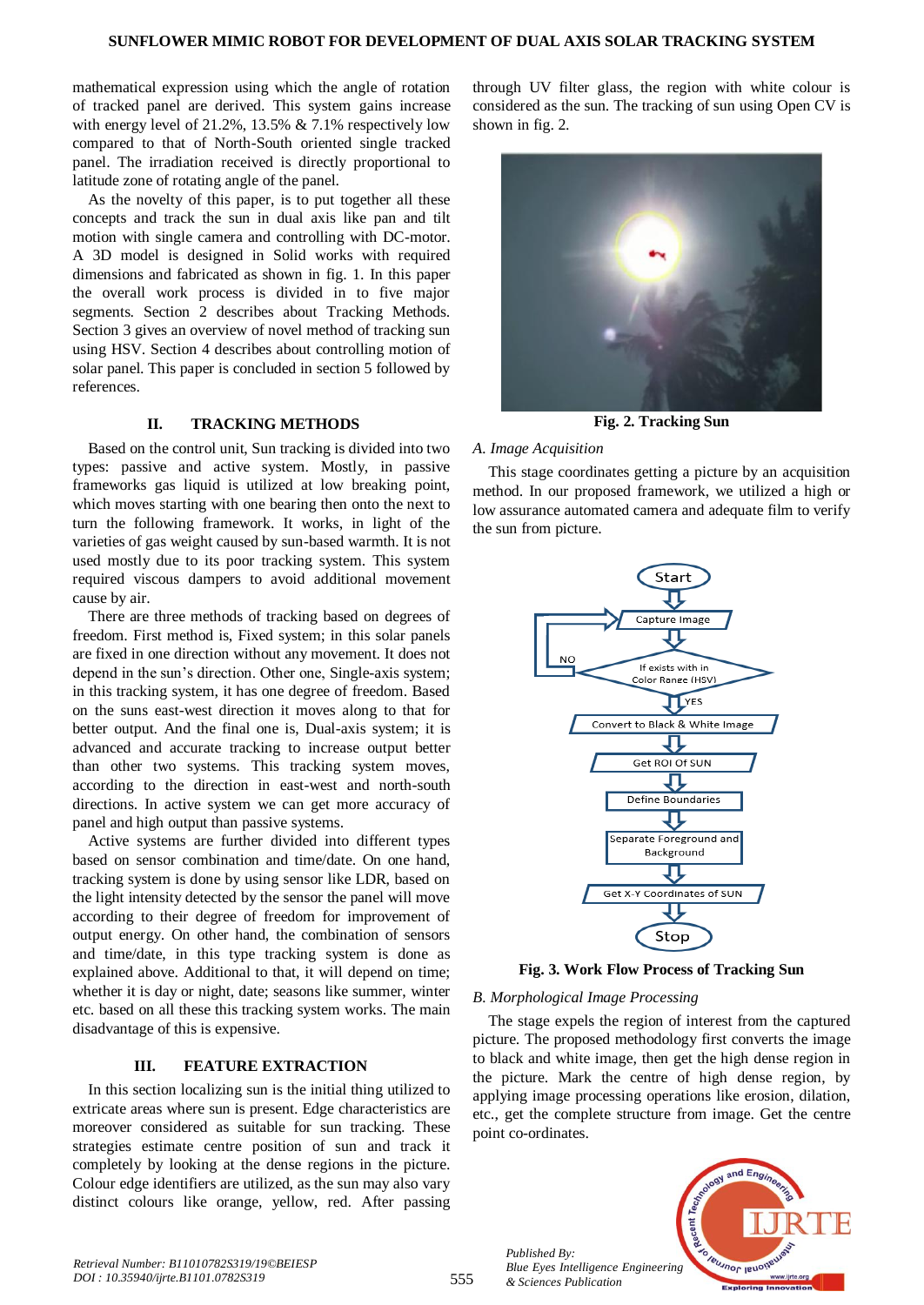mathematical expression using which the angle of rotation of tracked panel are derived. This system gains increase with energy level of 21.2%, 13.5% & 7.1% respectively low compared to that of North-South oriented single tracked panel. The irradiation received is directly proportional to latitude zone of rotating angle of the panel.

As the novelty of this paper, is to put together all these concepts and track the sun in dual axis like pan and tilt motion with single camera and controlling with DC-motor. A 3D model is designed in Solid works with required dimensions and fabricated as shown in fig. 1. In this paper the overall work process is divided in to five major segments. Section 2 describes about Tracking Methods. Section 3 gives an overview of novel method of tracking sun using HSV. Section 4 describes about controlling motion of solar panel. This paper is concluded in section 5 followed by references.

## II. TRACKING METHODS

Based on the control unit, Sun tracking is divided into two types: passive and active system. Mostly, in passive frameworks gas liquid is utilized at low breaking point, which moves starting with one bearing then onto the next to turn the following framework. It works, in light of the varieties of gas weight caused by sun-based warmth. It is not used mostly due to its poor tracking system. This system required viscous dampers to avoid additional movement cause by air.

There are three methods of tracking based on degrees of freedom. First method is, Fixed system; in this solar panels are fixed in one direction without any movement. It does not depend in the sun's direction. Other one, Single-axis system; in this tracking system, it has one degree of freedom. Based on the suns east-west direction it moves along to that for better output. And the final one is, Dual-axis system; it is advanced and accurate tracking to increase output better than other two systems. This tracking system moves, according to the direction in east-west and north-south directions. In active system we can get more accuracy of panel and high output than passive systems.

Active systems are further divided into different types based on sensor combination and time/date. On one hand, tracking system is done by using sensor like LDR, based on the light intensity detected by the sensor the panel will move according to their degree of freedom for improvement of output energy. On other hand, the combination of sensors and time/date, in this type tracking system is done as explained above. Additional to that, it will depend on time; whether it is day or night, date; seasons like summer, winter etc. based on all these this tracking system works. The main disadvantage of this is expensive.

## III. FEATURE EXTRACTION

In this section localizing sun is the initial thing utilized to extricate areas where sun is present. Edge characteristics are moreover considered as suitable for sun tracking. These strategies estimate centre position of sun and track it completely by looking at the dense regions in the picture. Colour edge identifiers are utilized, as the sun may also vary distinct colours like orange, yellow, red. After passing through UV filter glass, the region with white colour is considered as the sun. The tracking of sun using Open CV is shown in fig. 2.

**Fig. 2. Tracking Sun**

### A. Image Acquisition

This stage coordinates getting a picture by an acquisition method. In our proposed framework, we utilized a high or low assurance automated camera and adequate film to verify the sun from picture.

Start → Capture Image → If exists with in Color Range (HSV) (NO → Capture Image; YES ↓) → Convert to Black & White Image → Get ROI Of SUN → Define Boundaries → Separate Foreground and Background → Get X-Y Coordinates of SUN → Stop

**Fig. 3. Work Flow Process of Tracking Sun**

### B. Morphological Image Processing

The stage expels the region of interest from the captured picture. The proposed methodology first converts the image to black and white image, then get the high dense region in the picture. Mark the centre of high dense region, by applying image processing operations like erosion, dilation, etc., get the complete structure from image. Get the centre point co-ordinates.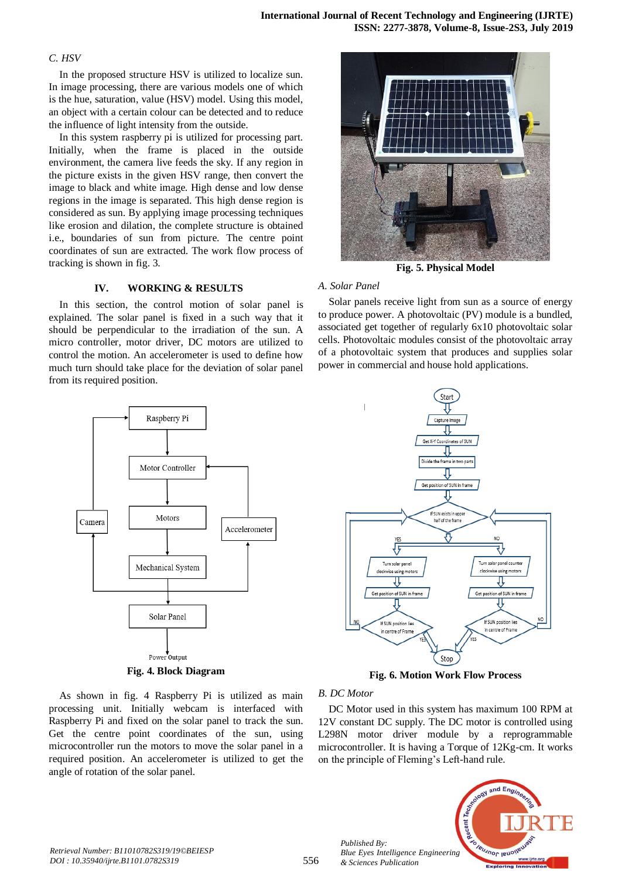### C. HSV

In the proposed structure HSV is utilized to localize sun. In image processing, there are various models one of which is the hue, saturation, value (HSV) model. Using this model, an object with a certain colour can be detected and to reduce the influence of light intensity from the outside.

In this system raspberry pi is utilized for processing part. Initially, when the frame is placed in the outside environment, the camera live feeds the sky. If any region in the picture exists in the given HSV range, then convert the image to black and white image. High dense and low dense regions in the image is separated. This high dense region is considered as sun. By applying image processing techniques like erosion and dilation, the complete structure is obtained i.e., boundaries of sun from picture. The centre point coordinates of sun are extracted. The work flow process of tracking is shown in fig. 3.

## IV. WORKING & RESULTS

In this section, the control motion of solar panel is explained. The solar panel is fixed in a such way that it should be perpendicular to the irradiation of the sun. A micro controller, motor driver, DC motors are utilized to control the motion. An accelerometer is used to define how much turn should take place for the deviation of solar panel from its required position.

Fig. 4. Block Diagram

As shown in fig. 4 Raspberry Pi is utilized as main processing unit. Initially webcam is interfaced with Raspberry Pi and fixed on the solar panel to track the sun. Get the centre point coordinates of the sun, using microcontroller run the motors to move the solar panel in a required position. An accelerometer is utilized to get the angle of rotation of the solar panel.

Fig. 5. Physical Model

### A. Solar Panel

Solar panels receive light from sun as a source of energy to produce power. A photovoltaic (PV) module is a bundled, associated get together of regularly 6x10 photovoltaic solar cells. Photovoltaic modules consist of the photovoltaic array of a photovoltaic system that produces and supplies solar power in commercial and house hold applications.

Fig. 6. Motion Work Flow Process

### B. DC Motor

DC Motor used in this system has maximum 100 RPM at 12V constant DC supply. The DC motor is controlled using L298N motor driver module by a reprogrammable microcontroller. It is having a Torque of 12Kg-cm. It works on the principle of Fleming's Left-hand rule.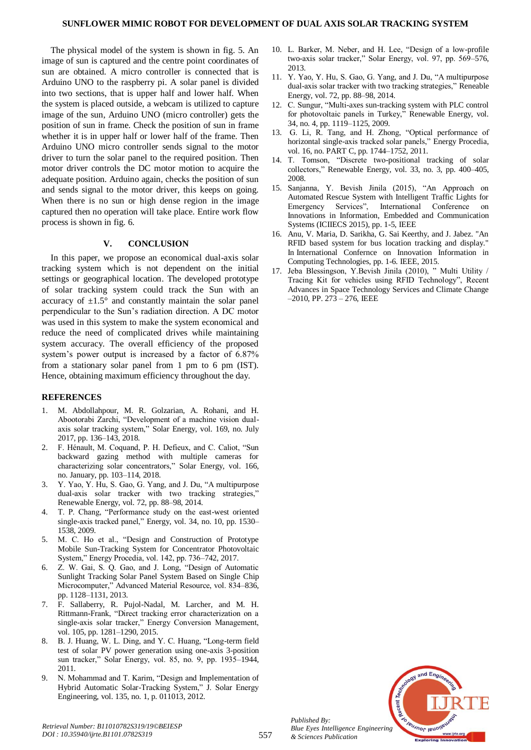The physical model of the system is shown in fig. 5. An image of sun is captured and the centre point coordinates of sun are obtained. A micro controller is connected that is Arduino UNO to the raspberry pi. A solar panel is divided into two sections, that is upper half and lower half. When the system is placed outside, a webcam is utilized to capture image of the sun, Arduino UNO (micro controller) gets the position of sun in frame. Check the position of sun in frame whether it is in upper half or lower half of the frame. Then Arduino UNO micro controller sends signal to the motor driver to turn the solar panel to the required position. Then motor driver controls the DC motor motion to acquire the adequate position. Arduino again, checks the position of sun and sends signal to the motor driver, this keeps on going. When there is no sun or high dense region in the image captured then no operation will take place. Entire work flow process is shown in fig. 6.

## V. CONCLUSION

In this paper, we propose an economical dual-axis solar tracking system which is not dependent on the initial settings or geographical location. The developed prototype of solar tracking system could track the Sun with an accuracy of ±1.5° and constantly maintain the solar panel perpendicular to the Sun's radiation direction. A DC motor was used in this system to make the system economical and reduce the need of complicated drives while maintaining system accuracy. The overall efficiency of the proposed system's power output is increased by a factor of 6.87% from a stationary solar panel from 1 pm to 6 pm (IST). Hence, obtaining maximum efficiency throughout the day.

## REFERENCES

1. M. Abdollahpour, M. R. Golzarian, A. Rohani, and H. Abootorabi Zarchi, "Development of a machine vision dual-axis solar tracking system," Solar Energy, vol. 169, no. July 2017, pp. 136–143, 2018.
2. F. Hénault, M. Coquand, P. H. Defieux, and C. Caliot, "Sun backward gazing method with multiple cameras for characterizing solar concentrators," Solar Energy, vol. 166, no. January, pp. 103–114, 2018.
3. Y. Yao, Y. Hu, S. Gao, G. Yang, and J. Du, "A multipurpose dual-axis solar tracker with two tracking strategies," Renewable Energy, vol. 72, pp. 88–98, 2014.
4. T. P. Chang, "Performance study on the east-west oriented single-axis tracked panel," Energy, vol. 34, no. 10, pp. 1530–1538, 2009.
5. M. C. Ho et al., "Design and Construction of Prototype Mobile Sun-Tracking System for Concentrator Photovoltaic System," Energy Procedia, vol. 142, pp. 736–742, 2017.
6. Z. W. Gai, S. Q. Gao, and J. Long, "Design of Automatic Sunlight Tracking Solar Panel System Based on Single Chip Microcomputer," Advanced Material Resource, vol. 834–836, pp. 1128–1131, 2013.
7. F. Sallaberry, R. Pujol-Nadal, M. Larcher, and M. H. Rittmann-Frank, "Direct tracking error characterization on a single-axis solar tracker," Energy Conversion Management, vol. 105, pp. 1281–1290, 2015.
8. B. J. Huang, W. L. Ding, and Y. C. Huang, "Long-term field test of solar PV power generation using one-axis 3-position sun tracker," Solar Energy, vol. 85, no. 9, pp. 1935–1944, 2011.
9. N. Mohammad and T. Karim, "Design and Implementation of Hybrid Automatic Solar-Tracking System," J. Solar Energy Engineering, vol. 135, no. 1, p. 011013, 2012.
10. L. Barker, M. Neber, and H. Lee, "Design of a low-profile two-axis solar tracker," Solar Energy, vol. 97, pp. 569–576, 2013.
11. Y. Yao, Y. Hu, S. Gao, G. Yang, and J. Du, "A multipurpose dual-axis solar tracker with two tracking strategies," Reneable Energy, vol. 72, pp. 88–98, 2014.
12. C. Sungur, "Multi-axes sun-tracking system with PLC control for photovoltaic panels in Turkey," Renewable Energy, vol. 34, no. 4, pp. 1119–1125, 2009.
13. G. Li, R. Tang, and H. Zhong, "Optical performance of horizontal single-axis tracked solar panels," Energy Procedia, vol. 16, no. PART C, pp. 1744–1752, 2011.
14. T. Tomson, "Discrete two-positional tracking of solar collectors," Renewable Energy, vol. 33, no. 3, pp. 400–405, 2008.
15. Sanjanna, Y. Bevish Jinila (2015), "An Approach on Automated Rescue System with Intelligent Traffic Lights for Emergency Services", International Conference on Innovations in Information, Embedded and Communication Systems (ICIIECS 2015), pp. 1-5, IEEE
16. Anu, V. Maria, D. Sarikha, G. Sai Keerthy, and J. Jabez. "An RFID based system for bus location tracking and display." In International Confernce on Innovation Information in Computing Technologies, pp. 1-6. IEEE, 2015.
17. Jeba Blessingson, Y.Bevish Jinila (2010), " Multi Utility / Tracing Kit for vehicles using RFID Technology", Recent Advances in Space Technology Services and Climate Change –2010, PP. 273 – 276, IEEE